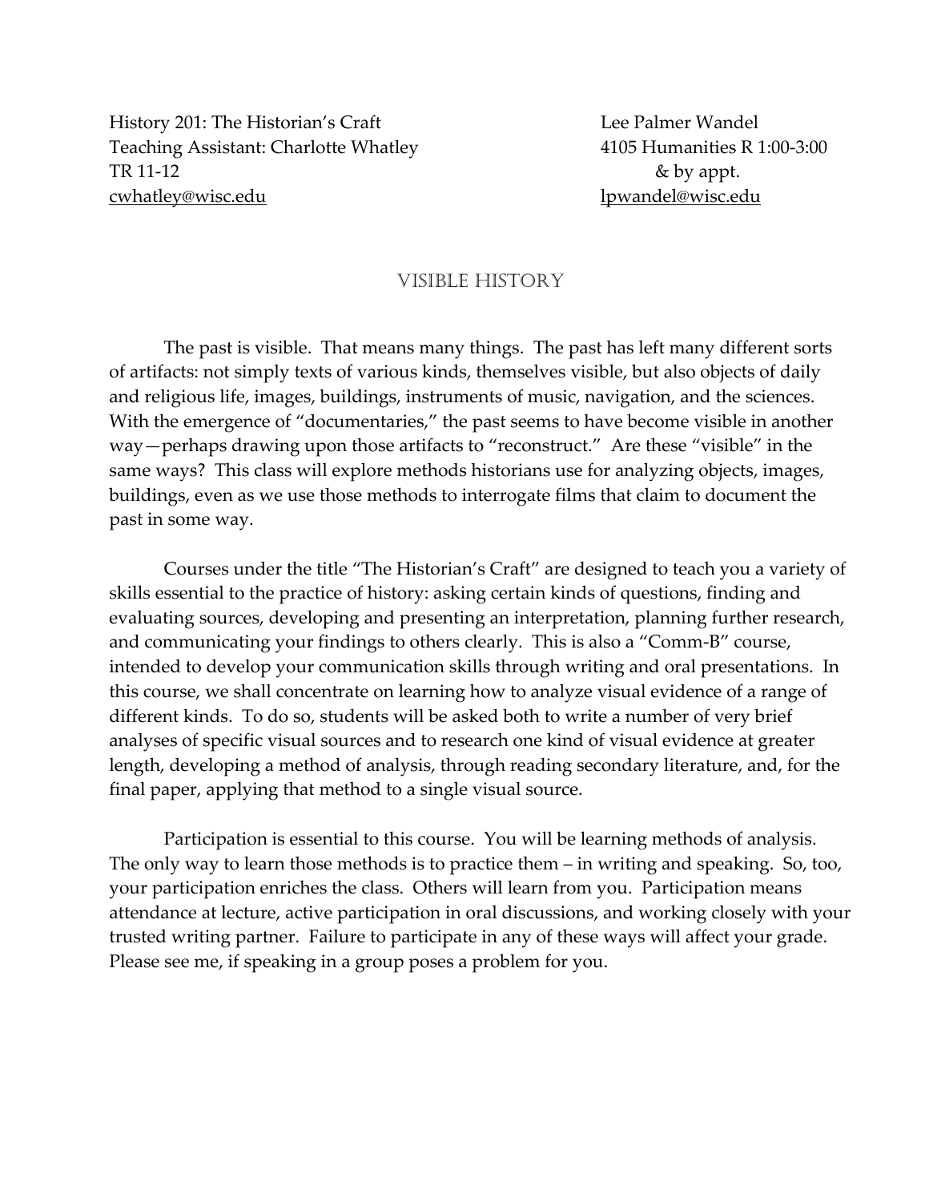History 201: The Historian's Craft
Teaching Assistant: Charlotte Whatley
TR 11-12
cwhatley@wisc.edu

Lee Palmer Wandel
4105 Humanities R 1:00-3:00
& by appt.
lpwandel@wisc.edu

## Visible History

The past is visible. That means many things. The past has left many different sorts of artifacts: not simply texts of various kinds, themselves visible, but also objects of daily and religious life, images, buildings, instruments of music, navigation, and the sciences. With the emergence of "documentaries," the past seems to have become visible in another way—perhaps drawing upon those artifacts to "reconstruct." Are these "visible" in the same ways? This class will explore methods historians use for analyzing objects, images, buildings, even as we use those methods to interrogate films that claim to document the past in some way.

Courses under the title "The Historian's Craft" are designed to teach you a variety of skills essential to the practice of history: asking certain kinds of questions, finding and evaluating sources, developing and presenting an interpretation, planning further research, and communicating your findings to others clearly. This is also a "Comm-B" course, intended to develop your communication skills through writing and oral presentations. In this course, we shall concentrate on learning how to analyze visual evidence of a range of different kinds. To do so, students will be asked both to write a number of very brief analyses of specific visual sources and to research one kind of visual evidence at greater length, developing a method of analysis, through reading secondary literature, and, for the final paper, applying that method to a single visual source.

Participation is essential to this course. You will be learning methods of analysis. The only way to learn those methods is to practice them – in writing and speaking. So, too, your participation enriches the class. Others will learn from you. Participation means attendance at lecture, active participation in oral discussions, and working closely with your trusted writing partner. Failure to participate in any of these ways will affect your grade. Please see me, if speaking in a group poses a problem for you.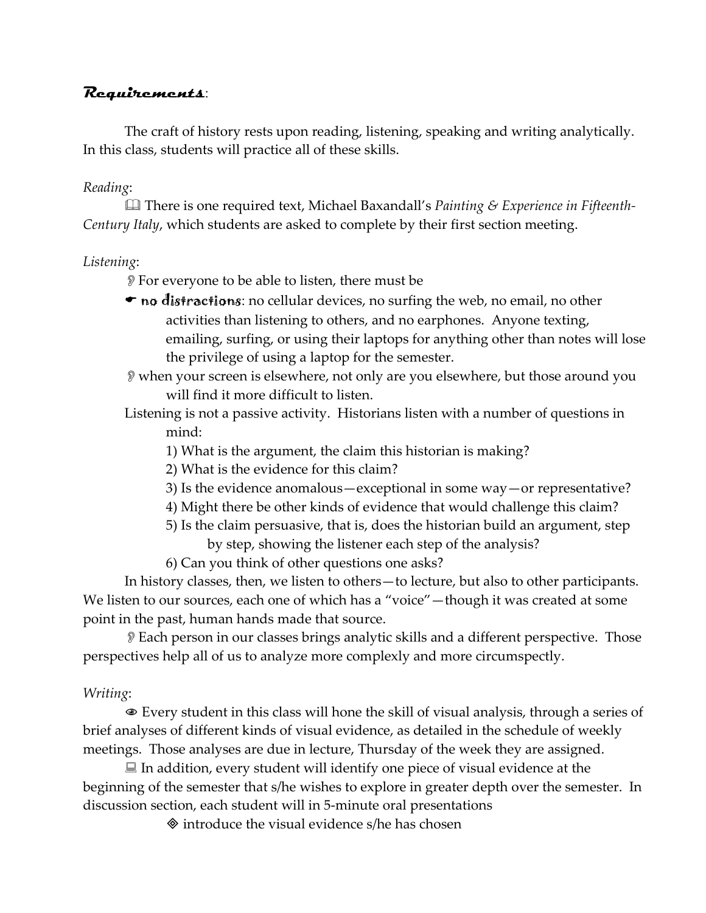## ***Requirements***:

The craft of history rests upon reading, listening, speaking and writing analytically. In this class, students will practice all of these skills.

*Reading*:

📖 There is one required text, Michael Baxandall's *Painting & Experience in Fifteenth-Century Italy*, which students are asked to complete by their first section meeting.

*Listening*:

👂 For everyone to be able to listen, there must be

☛ **no distractions**: no cellular devices, no surfing the web, no email, no other activities than listening to others, and no earphones. Anyone texting, emailing, surfing, or using their laptops for anything other than notes will lose the privilege of using a laptop for the semester.

👂 when your screen is elsewhere, not only are you elsewhere, but those around you will find it more difficult to listen.

Listening is not a passive activity. Historians listen with a number of questions in mind:

1) What is the argument, the claim this historian is making?
2) What is the evidence for this claim?
3) Is the evidence anomalous—exceptional in some way—or representative?
4) Might there be other kinds of evidence that would challenge this claim?
5) Is the claim persuasive, that is, does the historian build an argument, step by step, showing the listener each step of the analysis?
6) Can you think of other questions one asks?

In history classes, then, we listen to others—to lecture, but also to other participants. We listen to our sources, each one of which has a "voice"—though it was created at some point in the past, human hands made that source.

👂 Each person in our classes brings analytic skills and a different perspective. Those perspectives help all of us to analyze more complexly and more circumspectly.

*Writing*:

👁 Every student in this class will hone the skill of visual analysis, through a series of brief analyses of different kinds of visual evidence, as detailed in the schedule of weekly meetings. Those analyses are due in lecture, Thursday of the week they are assigned.

💻 In addition, every student will identify one piece of visual evidence at the beginning of the semester that s/he wishes to explore in greater depth over the semester. In discussion section, each student will in 5-minute oral presentations

◈ introduce the visual evidence s/he has chosen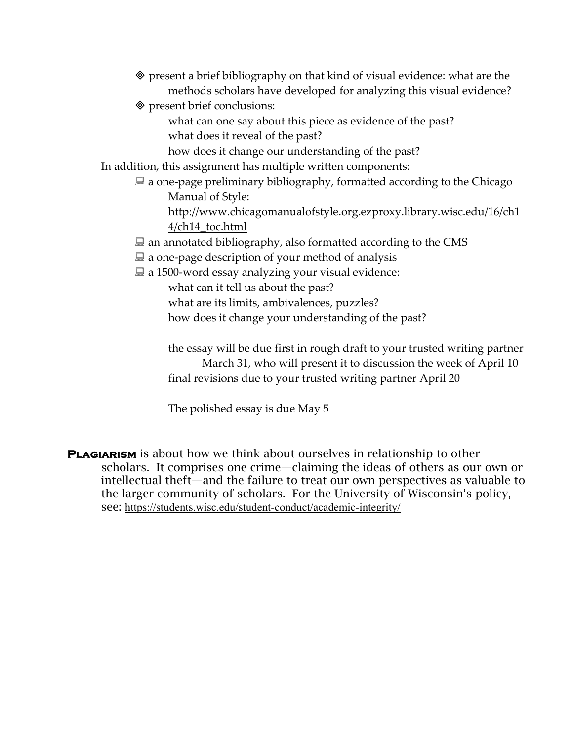- ◈ present a brief bibliography on that kind of visual evidence: what are the methods scholars have developed for analyzing this visual evidence?
- ◈ present brief conclusions:
  - what can one say about this piece as evidence of the past?
  - what does it reveal of the past?
  - how does it change our understanding of the past?

In addition, this assignment has multiple written components:

- a one-page preliminary bibliography, formatted according to the Chicago Manual of Style:
  http://www.chicagomanualofstyle.org.ezproxy.library.wisc.edu/16/ch14/ch14_toc.html
- an annotated bibliography, also formatted according to the CMS
- a one-page description of your method of analysis
- a 1500-word essay analyzing your visual evidence:
  - what can it tell us about the past?
  - what are its limits, ambivalences, puzzles?
  - how does it change your understanding of the past?

  the essay will be due first in rough draft to your trusted writing partner March 31, who will present it to discussion the week of April 10

  final revisions due to your trusted writing partner April 20

  The polished essay is due May 5

**Plagiarism** is about how we think about ourselves in relationship to other scholars. It comprises one crime—claiming the ideas of others as our own or intellectual theft—and the failure to treat our own perspectives as valuable to the larger community of scholars. For the University of Wisconsin's policy, see: https://students.wisc.edu/student-conduct/academic-integrity/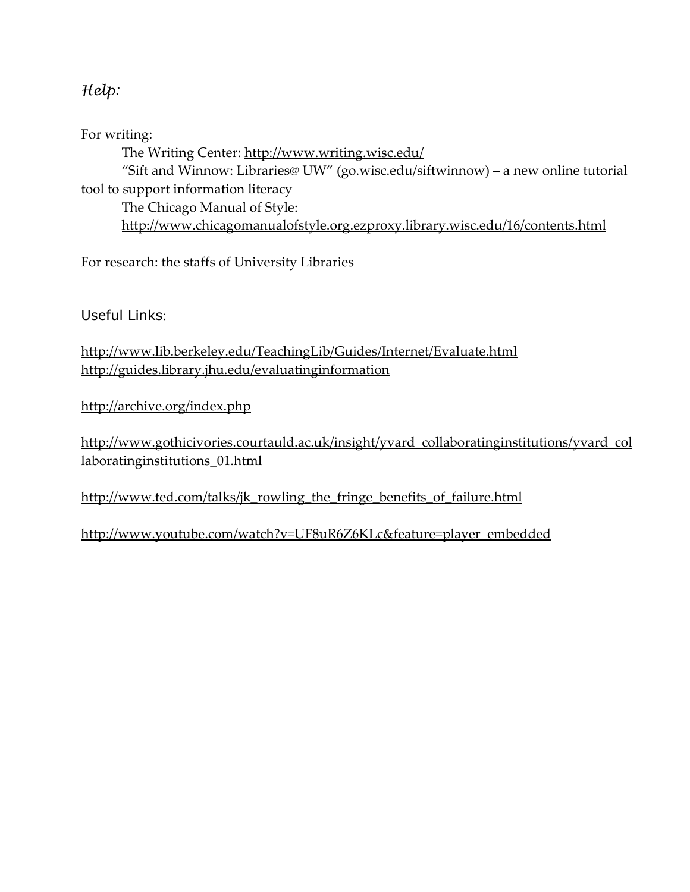*Help:*

For writing:

The Writing Center: http://www.writing.wisc.edu/

"Sift and Winnow: Libraries@ UW" (go.wisc.edu/siftwinnow) – a new online tutorial tool to support information literacy

The Chicago Manual of Style: http://www.chicagomanualofstyle.org.ezproxy.library.wisc.edu/16/contents.html

For research: the staffs of University Libraries

Useful Links:

http://www.lib.berkeley.edu/TeachingLib/Guides/Internet/Evaluate.html
http://guides.library.jhu.edu/evaluatinginformation

http://archive.org/index.php

http://www.gothicivories.courtauld.ac.uk/insight/yvard_collaboratinginstitutions/yvard_collaboratinginstitutions_01.html

http://www.ted.com/talks/jk_rowling_the_fringe_benefits_of_failure.html

http://www.youtube.com/watch?v=UF8uR6Z6KLc&feature=player_embedded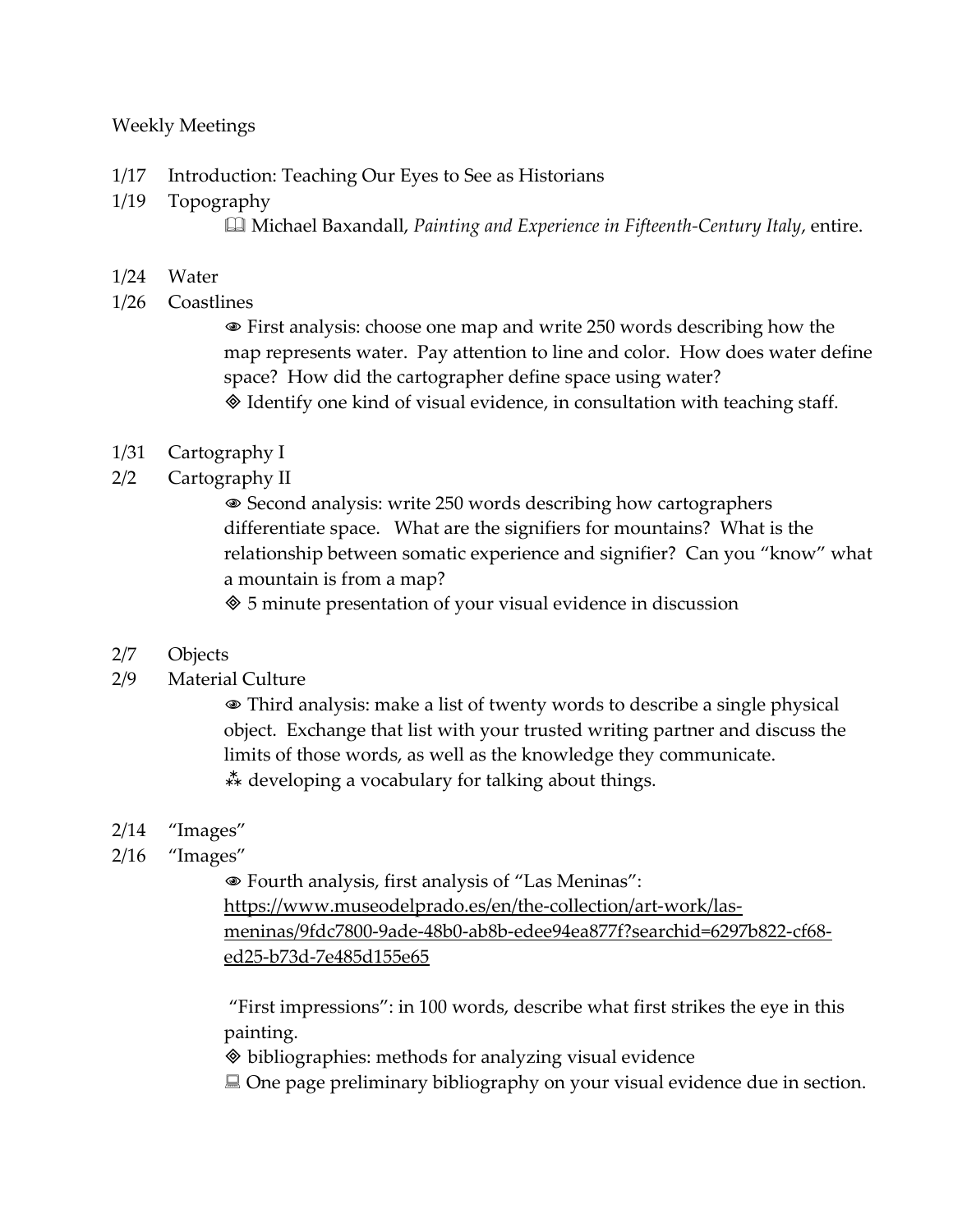Weekly Meetings

1/17 Introduction: Teaching Our Eyes to See as Historians

1/19 Topography

> 🕮 Michael Baxandall, *Painting and Experience in Fifteenth-Century Italy*, entire.

1/24 Water

1/26 Coastlines

> 👁 First analysis: choose one map and write 250 words describing how the map represents water. Pay attention to line and color. How does water define space? How did the cartographer define space using water?
>
> ◈ Identify one kind of visual evidence, in consultation with teaching staff.

1/31 Cartography I

2/2 Cartography II

> 👁 Second analysis: write 250 words describing how cartographers differentiate space. What are the signifiers for mountains? What is the relationship between somatic experience and signifier? Can you "know" what a mountain is from a map?
>
> ◈ 5 minute presentation of your visual evidence in discussion

2/7 Objects

2/9 Material Culture

> 👁 Third analysis: make a list of twenty words to describe a single physical object. Exchange that list with your trusted writing partner and discuss the limits of those words, as well as the knowledge they communicate.
>
> ⁂ developing a vocabulary for talking about things.

2/14 "Images"

2/16 "Images"

> 👁 Fourth analysis, first analysis of "Las Meninas": https://www.museodelprado.es/en/the-collection/art-work/las-meninas/9fdc7800-9ade-48b0-ab8b-edee94ea877f?searchid=6297b822-cf68-ed25-b73d-7e485d155e65
>
> "First impressions": in 100 words, describe what first strikes the eye in this painting.
>
> ◈ bibliographies: methods for analyzing visual evidence
>
> 💻 One page preliminary bibliography on your visual evidence due in section.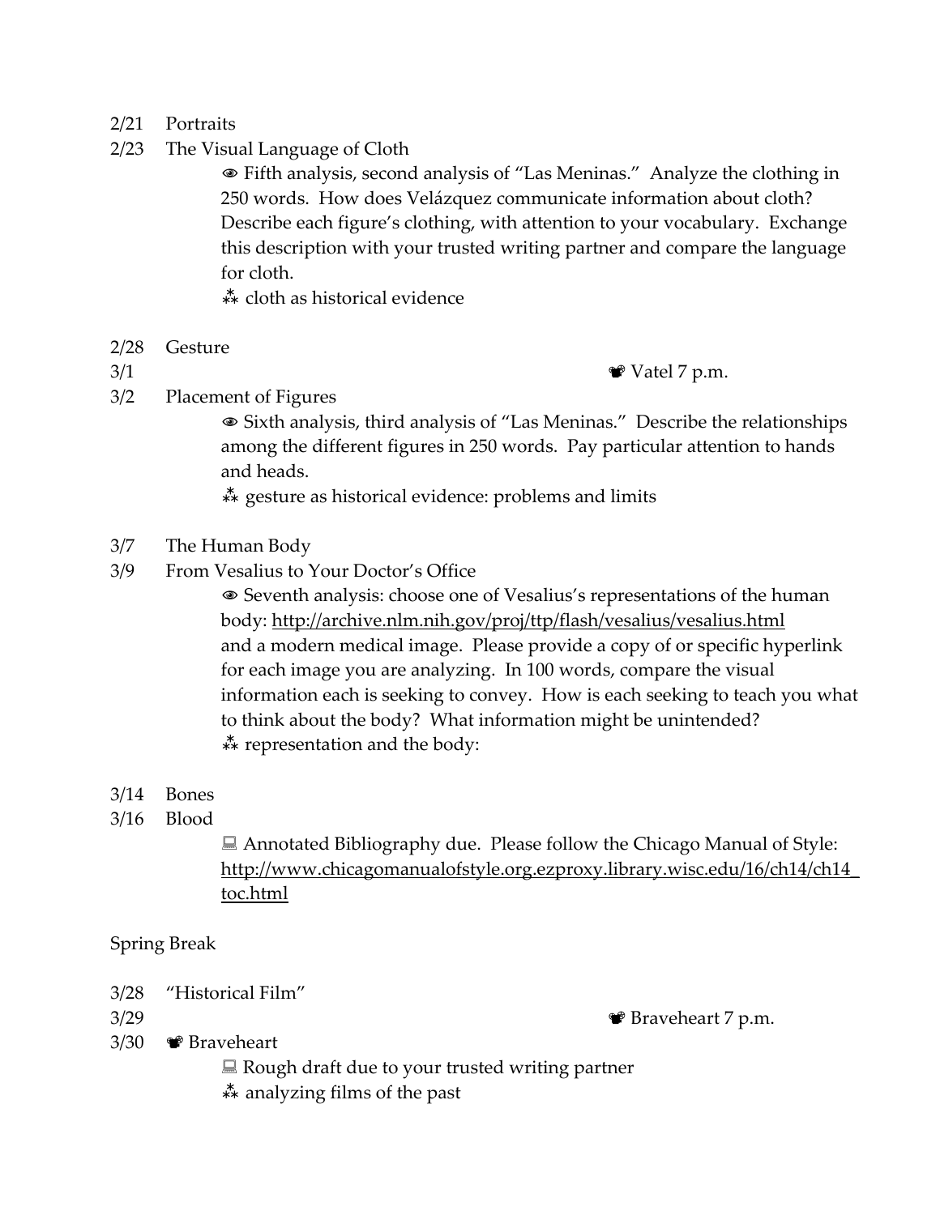2/21 Portraits

2/23 The Visual Language of Cloth

> 👁 Fifth analysis, second analysis of "Las Meninas." Analyze the clothing in 250 words. How does Velázquez communicate information about cloth? Describe each figure's clothing, with attention to your vocabulary. Exchange this description with your trusted writing partner and compare the language for cloth.
>
> ⁂ cloth as historical evidence

2/28 Gesture

3/1 🎥 Vatel 7 p.m.

3/2 Placement of Figures

> 👁 Sixth analysis, third analysis of "Las Meninas." Describe the relationships among the different figures in 250 words. Pay particular attention to hands and heads.
>
> ⁂ gesture as historical evidence: problems and limits

3/7 The Human Body

3/9 From Vesalius to Your Doctor's Office

> 👁 Seventh analysis: choose one of Vesalius's representations of the human body: http://archive.nlm.nih.gov/proj/ttp/flash/vesalius/vesalius.html and a modern medical image. Please provide a copy of or specific hyperlink for each image you are analyzing. In 100 words, compare the visual information each is seeking to convey. How is each seeking to teach you what to think about the body? What information might be unintended?
>
> ⁂ representation and the body:

3/14 Bones

3/16 Blood

> 💻 Annotated Bibliography due. Please follow the Chicago Manual of Style: http://www.chicagomanualofstyle.org.ezproxy.library.wisc.edu/16/ch14/ch14_toc.html

Spring Break

3/28 "Historical Film"

3/29 🎥 Braveheart 7 p.m.

3/30 🎥 Braveheart

> 💻 Rough draft due to your trusted writing partner
>
> ⁂ analyzing films of the past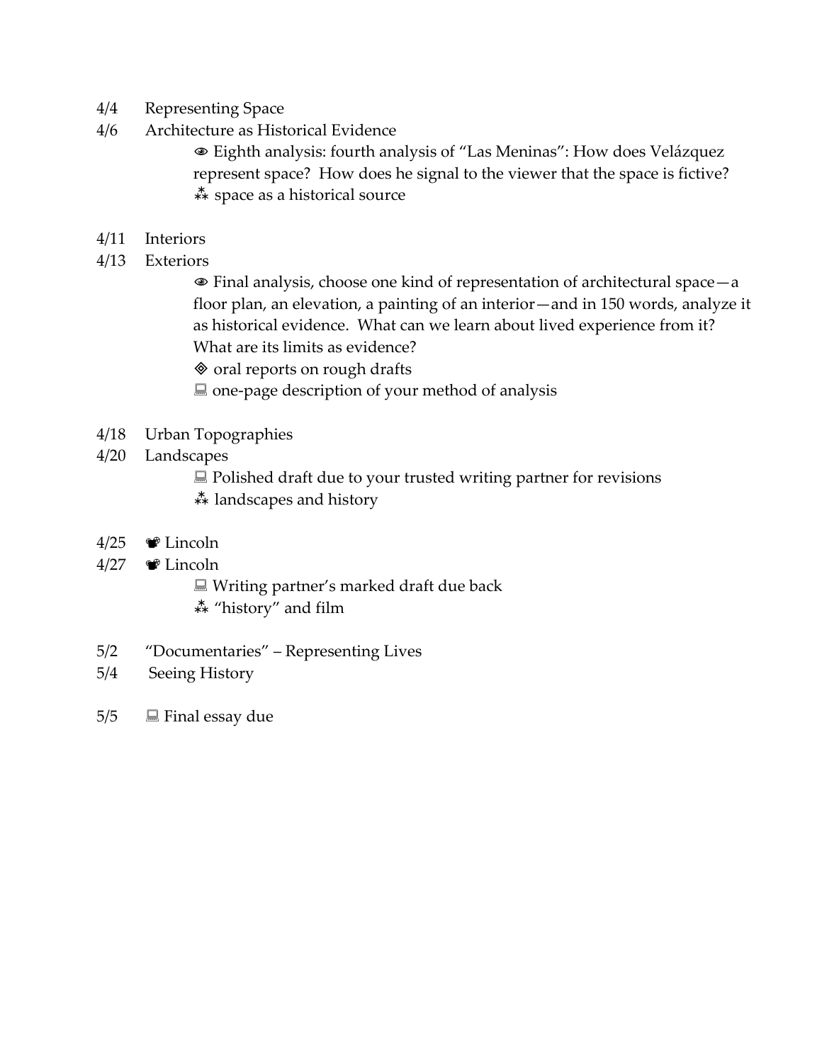4/4 Representing Space

4/6 Architecture as Historical Evidence

    👁 Eighth analysis: fourth analysis of “Las Meninas”: How does Velázquez represent space? How does he signal to the viewer that the space is fictive?

    ⁂ space as a historical source

4/11 Interiors

4/13 Exteriors

    👁 Final analysis, choose one kind of representation of architectural space—a floor plan, an elevation, a painting of an interior—and in 150 words, analyze it as historical evidence. What can we learn about lived experience from it? What are its limits as evidence?

    ◈ oral reports on rough drafts

    💻 one-page description of your method of analysis

4/18 Urban Topographies

4/20 Landscapes

    💻 Polished draft due to your trusted writing partner for revisions

    ⁂ landscapes and history

4/25 📽 Lincoln

4/27 📽 Lincoln

    💻 Writing partner’s marked draft due back

    ⁂ “history” and film

5/2 “Documentaries” – Representing Lives

5/4 Seeing History

5/5 💻 Final essay due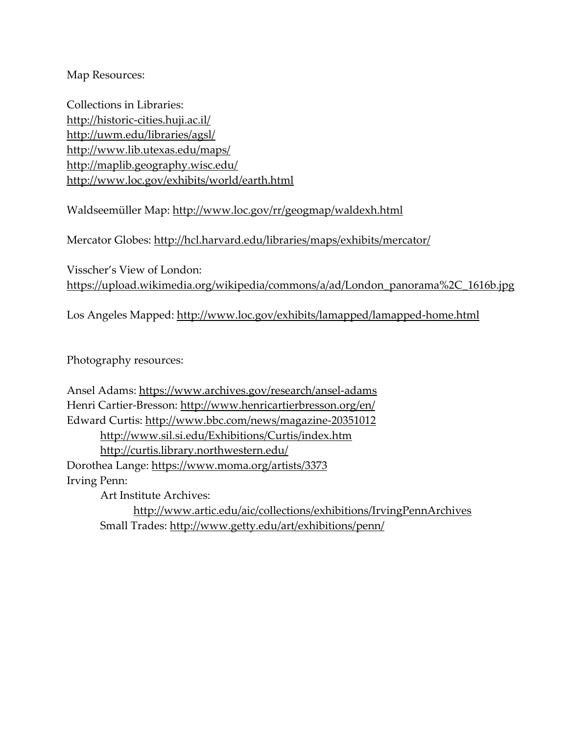Map Resources:

Collections in Libraries:
http://historic-cities.huji.ac.il/
http://uwm.edu/libraries/agsl/
http://www.lib.utexas.edu/maps/
http://maplib.geography.wisc.edu/
http://www.loc.gov/exhibits/world/earth.html

Waldseemüller Map: http://www.loc.gov/rr/geogmap/waldexh.html

Mercator Globes: http://hcl.harvard.edu/libraries/maps/exhibits/mercator/

Visscher's View of London:
https://upload.wikimedia.org/wikipedia/commons/a/ad/London_panorama%2C_1616b.jpg

Los Angeles Mapped: http://www.loc.gov/exhibits/lamapped/lamapped-home.html

Photography resources:

Ansel Adams: https://www.archives.gov/research/ansel-adams
Henri Cartier-Bresson: http://www.henricartierbresson.org/en/
Edward Curtis: http://www.bbc.com/news/magazine-20351012
    http://www.sil.si.edu/Exhibitions/Curtis/index.htm
    http://curtis.library.northwestern.edu/
Dorothea Lange: https://www.moma.org/artists/3373
Irving Penn:
    Art Institute Archives:
        http://www.artic.edu/aic/collections/exhibitions/IrvingPennArchives
    Small Trades: http://www.getty.edu/art/exhibitions/penn/